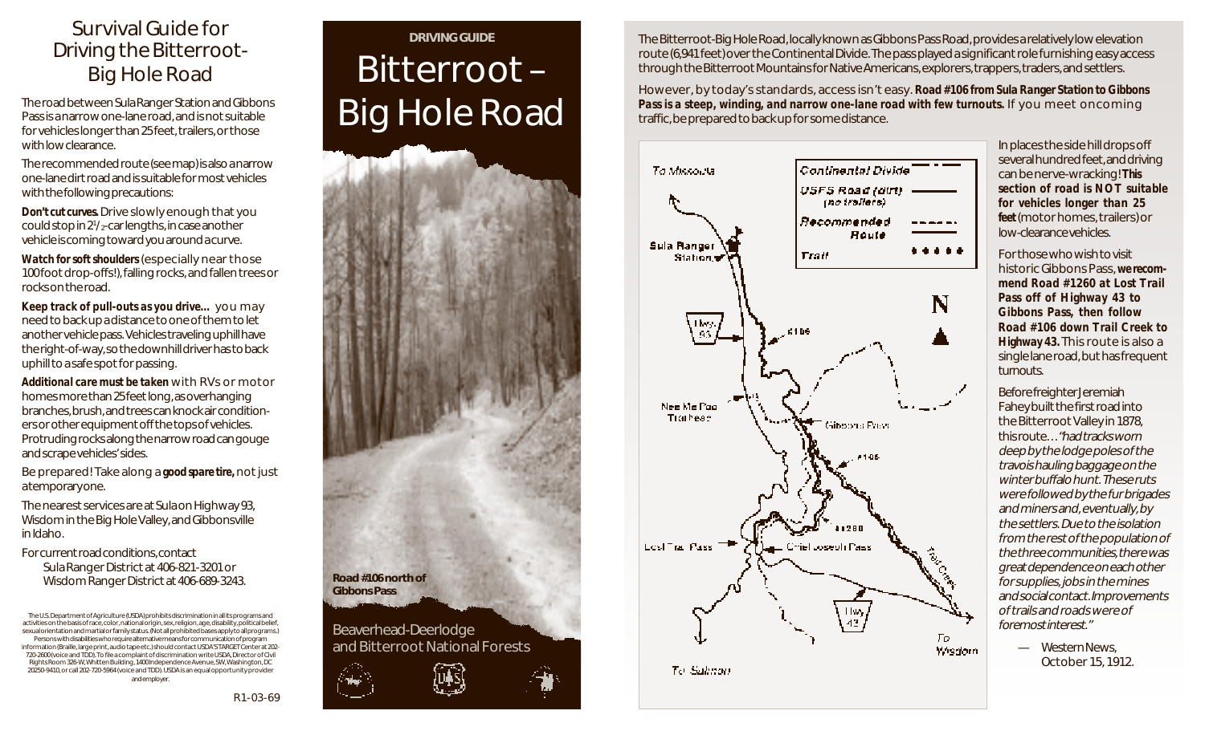# Survival Guide for Driving the Bitterroot-Big Hole Road

The road between Sula Ranger Station and Gibbons Pass is a narrow one-lane road, and is not suitable for vehicles longer than 25 feet, trailers, or those with low clearance.

The recommended route (see map) is also a narrow one-lane dirt road and is suitable for most vehicles with the following precautions:

**Don't cut curves.** Drive slowly enough that you could stop in 2½-car lengths, in case another vehicle is coming toward you around a curve.

**Watch for soft shoulders** (especially near those 100 foot drop-offs!), falling rocks, and fallen trees or rocks on the road.

**Keep track of pull-outs as you drive...** you may need to back up a distance to one of them to let another vehicle pass. Vehicles traveling uphill have the right-of-way, so the downhill driver has to back uphill to a safe spot for passing.

**Additional care must be taken** with RVs or motor homes more than 25 feet long, as overhanging branches, brush, and trees can knock air conditioners or other equipment off the tops of vehicles. Protruding rocks along the narrow road can gouge and scrape vehicles' sides.

Be prepared! Take along a **good spare tire,** not just a temporary one.

The nearest services are at Sula on Highway 93, Wisdom in the Big Hole Valley, and Gibbonsville in Idaho.

For current road conditions, contact
Sula Ranger District at 406-821-3201 or
Wisdom Ranger District at 406-689-3243.

The U.S. Department of Agriculture (USDA) prohibits discrimination in all its programs and activities on the basis of race, color, national origin, sex, religion, age, disability, political beliefs, sexual orientation and martial or family status. (Not all prohibited bases apply to all programs.) Persons with disabilities who require alternative means for communication of program information (Braille, large print, audio tape etc.) should contact USDA'S TARGET Center at 202-720-2600 (voice and TDD). To file a complaint of discrimination write USDA, Director of Civil Rights Room 326-W, Whitten Building, 1400 Independence Avenue, SW, Washington, DC 20250-9410, or call 202-720-5964 (voice and TDD). USDA is an equal opportunity provider and employer.

R1-03-69

**DRIVING GUIDE**

# Bitterroot – Big Hole Road

**Road #106 north of Gibbons Pass**

Beaverhead-Deerlodge and Bitterroot National Forests

The Bitterroot-Big Hole Road, locally known as Gibbons Pass Road, provides a relatively low elevation route (6,941 feet) over the Continental Divide. The pass played a significant role furnishing easy access through the Bitterroot Mountains for Native Americans, explorers, trappers, traders, and settlers.

However, by today's standards, access isn't easy. **Road #106 from Sula Ranger Station to Gibbons Pass is a steep, winding, and narrow one-lane road with few turnouts.** If you meet oncoming traffic, be prepared to back up for some distance.

To Missoula · Sula Ranger Station · Hwy 93 · #106 · Nee Me Poo Trailhead · Gibbons Pass · #106 · #1260 · Lost Trail Pass · Chief Joseph Pass · Trail Creek · Hwy 43 · To Wisdom · To Salmon · N

| Legend | |
|---|---|
| Continental Divide | — · — |
| USFS Road (dirt) (no trailers) | —— |
| Recommended Route | - - - - - |
| Trail | • • • • • |

In places the side hill drops off several hundred feet, and driving can be nerve-wracking! **This section of road is NOT suitable for vehicles longer than 25 feet** (motor homes, trailers) or low-clearance vehicles.

For those who wish to visit historic Gibbons Pass, **we recommend Road #1260 at Lost Trail Pass off of Highway 43 to Gibbons Pass, then follow Road #106 down Trail Creek to Highway 43.** This route is also a single lane road, but has frequent turnouts.

Before freighter Jeremiah Fahey built the first road into the Bitterroot Valley in 1878, this route... *"had tracks worn deep by the lodge poles of the travois hauling baggage on the winter buffalo hunt. These ruts were followed by the fur brigades and miners and, eventually, by the settlers. Due to the isolation from the rest of the population of the three communities, there was great dependence on each other for supplies, jobs in the mines and social contact. Improvements of trails and roads were of foremost interest."*

— Western News, October 15, 1912.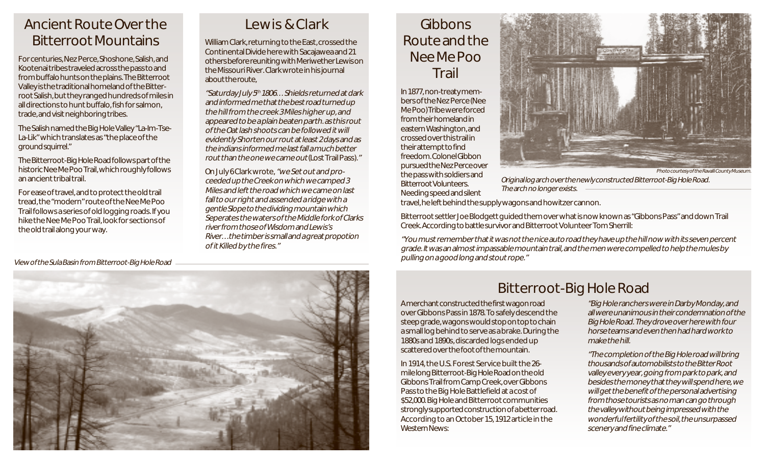## Ancient Route Over the Bitterroot Mountains

For centuries, Nez Perce, Shoshone, Salish, and Kootenai tribes traveled across the pass to and from buffalo hunts on the plains. The Bitterroot Valley is the traditional homeland of the Bitterroot Salish, but they ranged hundreds of miles in all directions to hunt buffalo, fish for salmon, trade, and visit neighboring tribes.

The Salish named the Big Hole Valley "La-Im-Tse-La-Lik" which translates as "the place of the ground squirrel."

The Bitterroot-Big Hole Road follows part of the historic Nee Me Poo Trail, which roughly follows an ancient tribal trail.

For ease of travel, and to protect the old trail tread, the "modern" route of the Nee Me Poo Trail follows a series of old logging roads. If you hike the Nee Me Poo Trail, look for sections of the old trail along your way.

## Lewis & Clark

William Clark, returning to the East, crossed the Continental Divide here with Sacajawea and 21 others before reuniting with Meriwether Lewis on the Missouri River. Clark wrote in his journal about the route,

*"Saturday July 5th 1806… Shields returned at dark and informed me that the best road turned up the hill from the creek 3 Miles higher up, and appeared to be a plain beaten parth. as this rout of the Oat lash shoots can be followed it will evidently Shorten our rout at least 2 days and as the indians informed me last fall a much better rout than the one we came out* (Lost Trail Pass)."

On July 6 Clark wrote, *"we Set out and proceeded up the Creek on which we camped 3 Miles and left the road which we came on last fall to our right and assended a ridge with a gentle Slope to the dividing mountain which Seperates the waters of the Middle fork of Clarks river from those of Wisdom and Lewis's River…the timber is small and a great propotion of it Killed by the fires."*

*View of the Sula Basin from Bitterroot-Big Hole Road*

## Gibbons Route and the Nee Me Poo Trail

In 1877, non-treaty members of the Nez Perce (Nee Me Poo) Tribe were forced from their homeland in eastern Washington, and crossed over this trail in their attempt to find freedom. Colonel Gibbon pursued the Nez Perce over the pass with soldiers and Bitterroot Volunteers. Needing speed and silent travel, he left behind the supply wagons and howitzer cannon.

*Photo courtesy of the Ravalli County Museum.*

*Original log arch over the newly constructed Bitterroot-Big Hole Road. The arch no longer exists.*

Bitterroot settler Joe Blodgett guided them over what is now known as "Gibbons Pass" and down Trail Creek. According to battle survivor and Bitterroot Volunteer Tom Sherrill:

*"You must remember that it was not the nice auto road they have up the hill now with its seven percent grade. It was an almost impassable mountain trail, and the men were compelled to help the mules by pulling on a good long and stout rope."*

## Bitterroot-Big Hole Road

A merchant constructed the first wagon road over Gibbons Pass in 1878. To safely descend the steep grade, wagons would stop on top to chain a small log behind to serve as a brake. During the 1880s and 1890s, discarded logs ended up scattered over the foot of the mountain.

In 1914, the U.S. Forest Service built the 26-mile long Bitterroot-Big Hole Road on the old Gibbons Trail from Camp Creek, over Gibbons Pass to the Big Hole Battlefield at a cost of $52,000. Big Hole and Bitterroot communities strongly supported construction of a better road. According to an October 15, 1912 article in the Western News:

*"Big Hole ranchers were in Darby Monday, and all were unanimous in their condemnation of the Big Hole Road. They drove over here with four horse teams and even then had hard work to make the hill.*

*"The completion of the Big Hole road will bring thousands of automobilists to the Bitter Root valley every year, going from park to park, and besides the money that they will spend here, we will get the benefit of the personal advertising from those tourists as no man can go through the valley without being impressed with the wonderful fertility of the soil, the unsurpassed scenery and fine climate."*